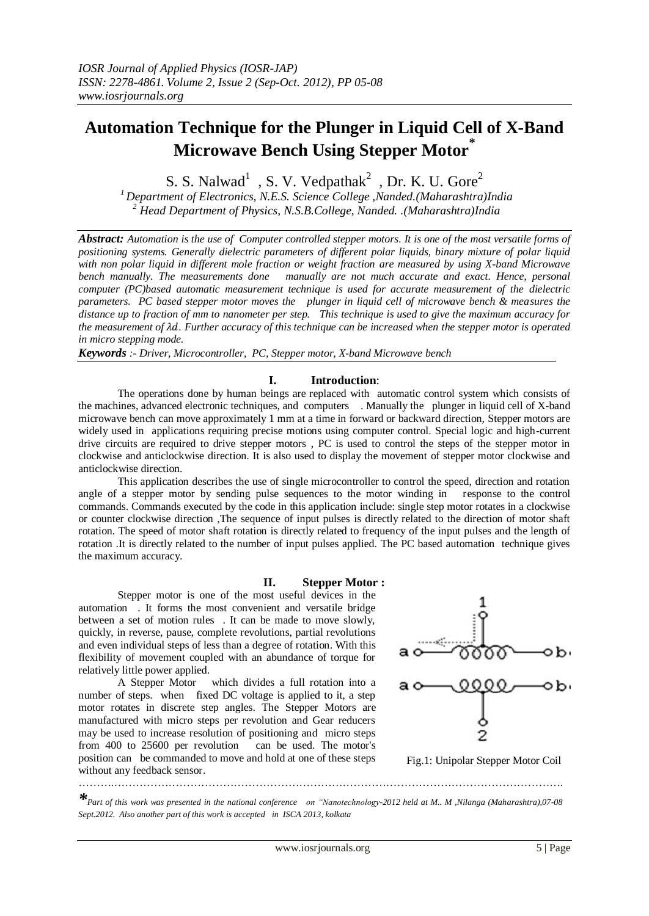# Automation Technique for the Plunger in Liquid Cell of X-Band Microwave Bench Using Stepper Motor*

S. S. Nalwad[1], S. V. Vedpathak[2], Dr. K. U. Gore[2]

[1] *Department of Electronics, N.E.S. Science College ,Nanded.(Maharashtra)India*
[2] *Head Department of Physics, N.S.B.College, Nanded. .(Maharashtra)India*

***Abstract:*** *Automation is the use of Computer controlled stepper motors. It is one of the most versatile forms of positioning systems. Generally dielectric parameters of different polar liquids, binary mixture of polar liquid with non polar liquid in different mole fraction or weight fraction are measured by using X-band Microwave bench manually. The measurements done manually are not much accurate and exact. Hence, personal computer (PC)based automatic measurement technique is used for accurate measurement of the dielectric parameters. PC based stepper motor moves the plunger in liquid cell of microwave bench & measures the distance up to fraction of mm to nanometer per step. This technique is used to give the maximum accuracy for the measurement of $\lambda d$. Further accuracy of this technique can be increased when the stepper motor is operated in micro stepping mode.*

***Keywords*** *:- Driver, Microcontroller, PC, Stepper motor, X-band Microwave bench*

## I. Introduction:

The operations done by human beings are replaced with automatic control system which consists of the machines, advanced electronic techniques, and computers . Manually the plunger in liquid cell of X-band microwave bench can move approximately 1 mm at a time in forward or backward direction, Stepper motors are widely used in applications requiring precise motions using computer control. Special logic and high-current drive circuits are required to drive stepper motors , PC is used to control the steps of the stepper motor in clockwise and anticlockwise direction. It is also used to display the movement of stepper motor clockwise and anticlockwise direction.

This application describes the use of single microcontroller to control the speed, direction and rotation angle of a stepper motor by sending pulse sequences to the motor winding in response to the control commands. Commands executed by the code in this application include: single step motor rotates in a clockwise or counter clockwise direction ,The sequence of input pulses is directly related to the direction of motor shaft rotation. The speed of motor shaft rotation is directly related to frequency of the input pulses and the length of rotation .It is directly related to the number of input pulses applied. The PC based automation technique gives the maximum accuracy.

## II. Stepper Motor :

Stepper motor is one of the most useful devices in the automation . It forms the most convenient and versatile bridge between a set of motion rules . It can be made to move slowly, quickly, in reverse, pause, complete revolutions, partial revolutions and even individual steps of less than a degree of rotation. With this flexibility of movement coupled with an abundance of torque for relatively little power applied.

A Stepper Motor which divides a full rotation into a number of steps. when fixed DC voltage is applied to it, a step motor rotates in discrete step angles. The Stepper Motors are manufactured with micro steps per revolution and Gear reducers may be used to increase resolution of positioning and micro steps from 400 to 25600 per revolution can be used. The motor's position can be commanded to move and hold at one of these steps without any feedback sensor.

Fig.1: Unipolar Stepper Motor Coil

*Part of this work was presented in the national conference on "Nanotechnology-2012 held at M.. M ,Nilanga (Maharashtra),07-08 Sept.2012. Also another part of this work is accepted in ISCA 2013, kolkata*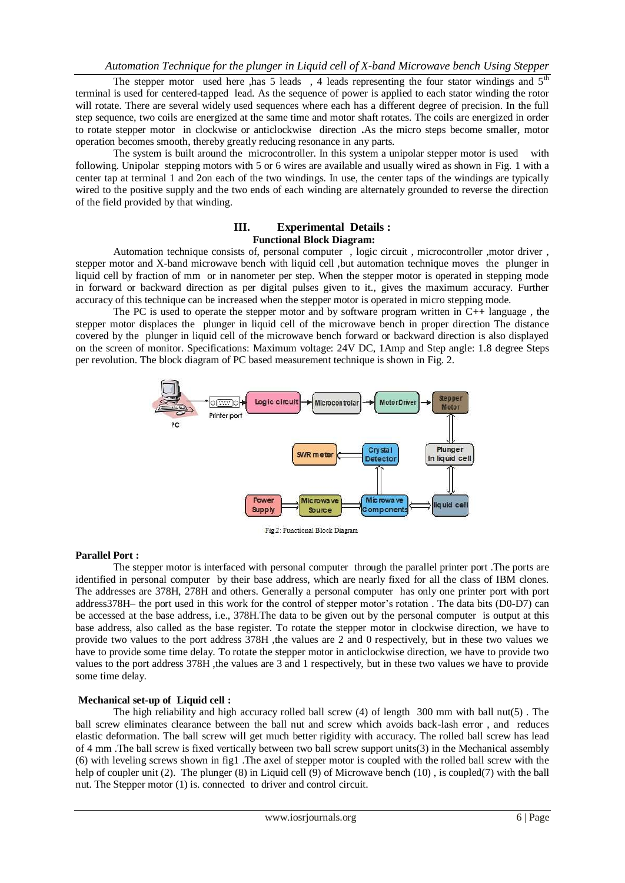The stepper motor used here ,has 5 leads , 4 leads representing the four stator windings and 5th terminal is used for centered-tapped lead. As the sequence of power is applied to each stator winding the rotor will rotate. There are several widely used sequences where each has a different degree of precision. In the full step sequence, two coils are energized at the same time and motor shaft rotates. The coils are energized in order to rotate stepper motor in clockwise or anticlockwise direction .As the micro steps become smaller, motor operation becomes smooth, thereby greatly reducing resonance in any parts.

The system is built around the microcontroller. In this system a unipolar stepper motor is used with following. Unipolar stepping motors with 5 or 6 wires are available and usually wired as shown in Fig. 1 with a center tap at terminal 1 and 2on each of the two windings. In use, the center taps of the windings are typically wired to the positive supply and the two ends of each winding are alternately grounded to reverse the direction of the field provided by that winding.

## III. Experimental Details :

### Functional Block Diagram:

Automation technique consists of, personal computer , logic circuit , microcontroller ,motor driver , stepper motor and X-band microwave bench with liquid cell ,but automation technique moves the plunger in liquid cell by fraction of mm or in nanometer per step. When the stepper motor is operated in stepping mode in forward or backward direction as per digital pulses given to it., gives the maximum accuracy. Further accuracy of this technique can be increased when the stepper motor is operated in micro stepping mode.

The PC is used to operate the stepper motor and by software program written in C++ language , the stepper motor displaces the plunger in liquid cell of the microwave bench in proper direction The distance covered by the plunger in liquid cell of the microwave bench forward or backward direction is also displayed on the screen of monitor. Specifications: Maximum voltage: 24V DC, 1Amp and Step angle: 1.8 degree Steps per revolution. The block diagram of PC based measurement technique is shown in Fig. 2.

Fig.2: Functional Block Diagram

**Parallel Port :**

The stepper motor is interfaced with personal computer through the parallel printer port .The ports are identified in personal computer by their base address, which are nearly fixed for all the class of IBM clones. The addresses are 378H, 278H and others. Generally a personal computer has only one printer port with port address378H– the port used in this work for the control of stepper motor's rotation . The data bits (D0-D7) can be accessed at the base address, i.e., 378H.The data to be given out by the personal computer is output at this base address, also called as the base register. To rotate the stepper motor in clockwise direction, we have to provide two values to the port address 378H ,the values are 2 and 0 respectively, but in these two values we have to provide some time delay. To rotate the stepper motor in anticlockwise direction, we have to provide two values to the port address 378H ,the values are 3 and 1 respectively, but in these two values we have to provide some time delay.

**Mechanical set-up of Liquid cell :**

The high reliability and high accuracy rolled ball screw (4) of length 300 mm with ball nut(5) . The ball screw eliminates clearance between the ball nut and screw which avoids back-lash error , and reduces elastic deformation. The ball screw will get much better rigidity with accuracy. The rolled ball screw has lead of 4 mm .The ball screw is fixed vertically between two ball screw support units(3) in the Mechanical assembly (6) with leveling screws shown in fig1 .The axel of stepper motor is coupled with the rolled ball screw with the help of coupler unit (2). The plunger (8) in Liquid cell (9) of Microwave bench (10) , is coupled(7) with the ball nut. The Stepper motor (1) is. connected to driver and control circuit.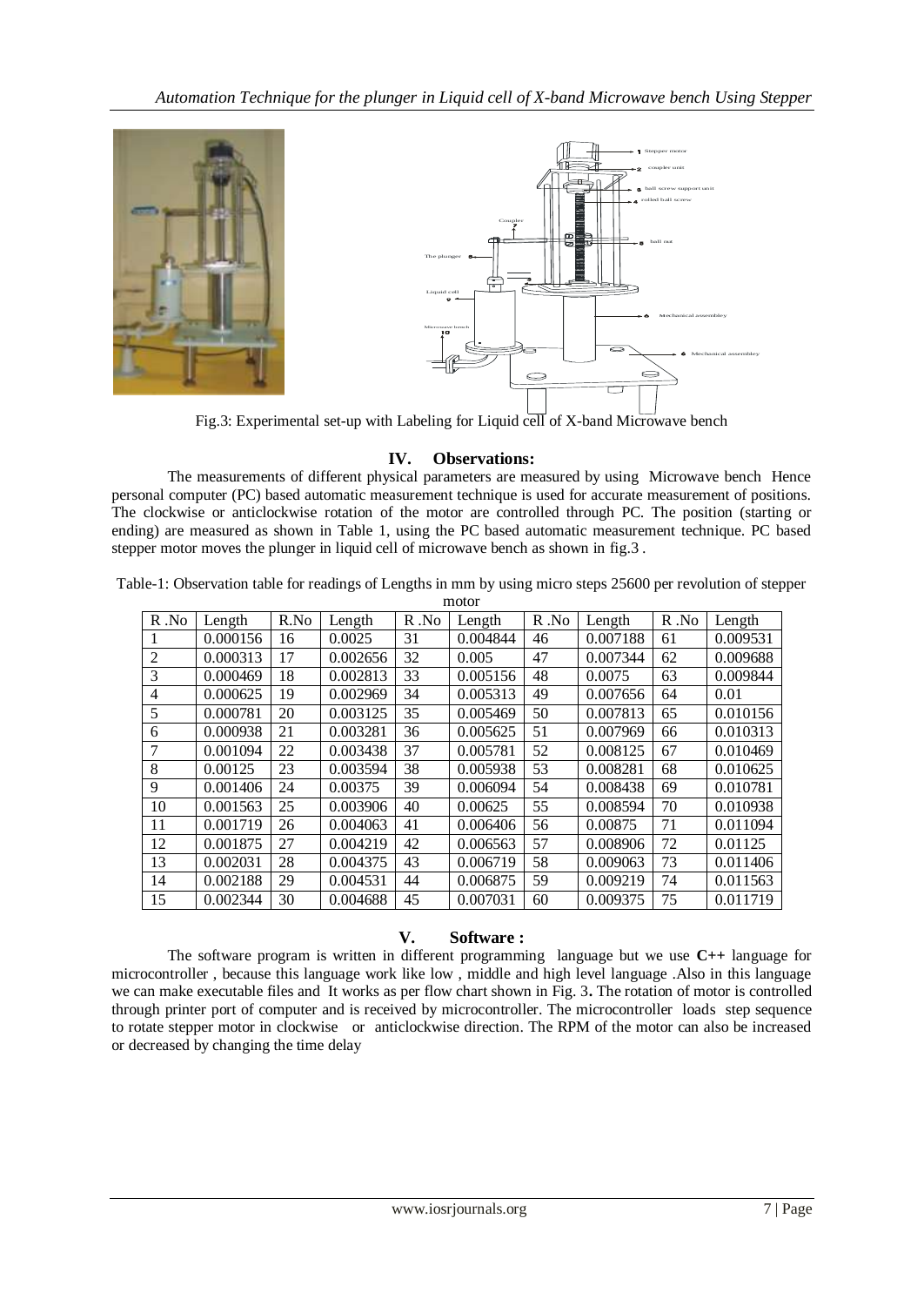Fig.3: Experimental set-up with Labeling for Liquid cell of X-band Microwave bench

## IV. Observations:

The measurements of different physical parameters are measured by using Microwave bench Hence personal computer (PC) based automatic measurement technique is used for accurate measurement of positions. The clockwise or anticlockwise rotation of the motor are controlled through PC. The position (starting or ending) are measured as shown in Table 1, using the PC based automatic measurement technique. PC based stepper motor moves the plunger in liquid cell of microwave bench as shown in fig.3 .

Table-1: Observation table for readings of Lengths in mm by using micro steps 25600 per revolution of stepper motor

| R .No | Length | R.No | Length | R .No | Length | R .No | Length | R .No | Length |
|---|---|---|---|---|---|---|---|---|---|
| 1 | 0.000156 | 16 | 0.0025 | 31 | 0.004844 | 46 | 0.007188 | 61 | 0.009531 |
| 2 | 0.000313 | 17 | 0.002656 | 32 | 0.005 | 47 | 0.007344 | 62 | 0.009688 |
| 3 | 0.000469 | 18 | 0.002813 | 33 | 0.005156 | 48 | 0.0075 | 63 | 0.009844 |
| 4 | 0.000625 | 19 | 0.002969 | 34 | 0.005313 | 49 | 0.007656 | 64 | 0.01 |
| 5 | 0.000781 | 20 | 0.003125 | 35 | 0.005469 | 50 | 0.007813 | 65 | 0.010156 |
| 6 | 0.000938 | 21 | 0.003281 | 36 | 0.005625 | 51 | 0.007969 | 66 | 0.010313 |
| 7 | 0.001094 | 22 | 0.003438 | 37 | 0.005781 | 52 | 0.008125 | 67 | 0.010469 |
| 8 | 0.00125 | 23 | 0.003594 | 38 | 0.005938 | 53 | 0.008281 | 68 | 0.010625 |
| 9 | 0.001406 | 24 | 0.00375 | 39 | 0.006094 | 54 | 0.008438 | 69 | 0.010781 |
| 10 | 0.001563 | 25 | 0.003906 | 40 | 0.00625 | 55 | 0.008594 | 70 | 0.010938 |
| 11 | 0.001719 | 26 | 0.004063 | 41 | 0.006406 | 56 | 0.00875 | 71 | 0.011094 |
| 12 | 0.001875 | 27 | 0.004219 | 42 | 0.006563 | 57 | 0.008906 | 72 | 0.01125 |
| 13 | 0.002031 | 28 | 0.004375 | 43 | 0.006719 | 58 | 0.009063 | 73 | 0.011406 |
| 14 | 0.002188 | 29 | 0.004531 | 44 | 0.006875 | 59 | 0.009219 | 74 | 0.011563 |
| 15 | 0.002344 | 30 | 0.004688 | 45 | 0.007031 | 60 | 0.009375 | 75 | 0.011719 |

## V. Software :

The software program is written in different programming language but we use **C++** language for microcontroller , because this language work like low , middle and high level language .Also in this language we can make executable files and It works as per flow chart shown in Fig. 3**.** The rotation of motor is controlled through printer port of computer and is received by microcontroller. The microcontroller loads step sequence to rotate stepper motor in clockwise or anticlockwise direction. The RPM of the motor can also be increased or decreased by changing the time delay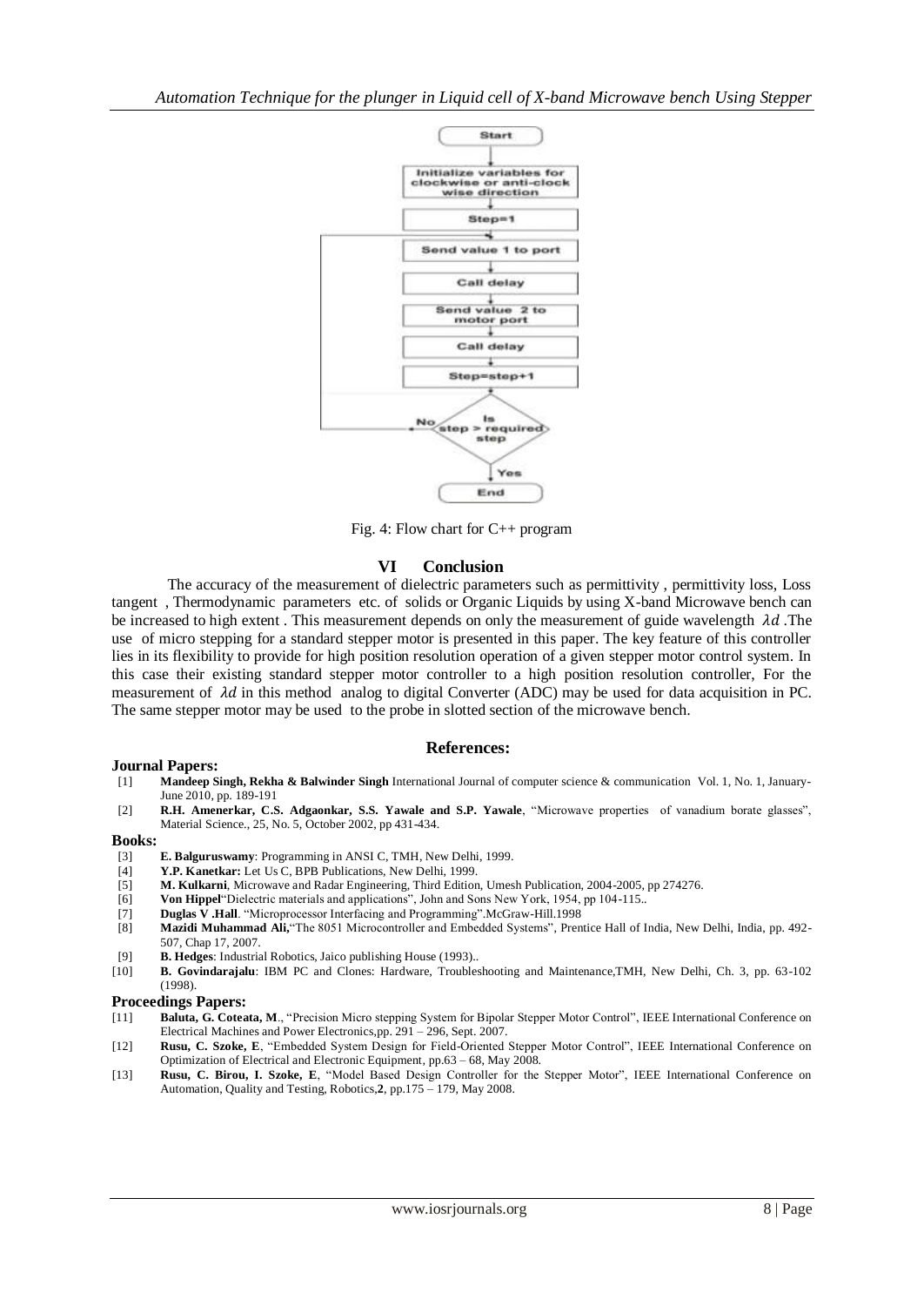Start

Initialize variables for clockwise or anti-clock wise direction

Step=1

Send value 1 to port

Call delay

Send value 2 to motor port

Call delay

Step=step+1

Is step > required step

No

Yes

End

Fig. 4: Flow chart for C++ program

## VI Conclusion

The accuracy of the measurement of dielectric parameters such as permittivity , permittivity loss, Loss tangent , Thermodynamic parameters etc. of solids or Organic Liquids by using X-band Microwave bench can be increased to high extent . This measurement depends on only the measurement of guide wavelength $\lambda d$ .The use of micro stepping for a standard stepper motor is presented in this paper. The key feature of this controller lies in its flexibility to provide for high position resolution operation of a given stepper motor control system. In this case their existing standard stepper motor controller to a high position resolution controller, For the measurement of $\lambda d$ in this method analog to digital Converter (ADC) may be used for data acquisition in PC. The same stepper motor may be used to the probe in slotted section of the microwave bench.

## References:

**Journal Papers:**

[1] **Mandeep Singh, Rekha & Balwinder Singh** International Journal of computer science & communication Vol. 1, No. 1, January-June 2010, pp. 189-191

[2] **R.H. Amenerkar, C.S. Adgaonkar, S.S. Yawale and S.P. Yawale**, "Microwave properties of vanadium borate glasses", Material Science., 25, No. 5, October 2002, pp 431-434.

**Books:**

[3] **E. Balguruswamy**: Programming in ANSI C, TMH, New Delhi, 1999.

[4] **Y.P. Kanetkar:** Let Us C, BPB Publications, New Delhi, 1999.

[5] **M. Kulkarni**, Microwave and Radar Engineering, Third Edition, Umesh Publication, 2004-2005, pp 274276.

[6] **Von Hippel**"Dielectric materials and applications", John and Sons New York, 1954, pp 104-115..

[7] **Duglas V .Hall**. "Microprocessor Interfacing and Programming".McGraw-Hill.1998

[8] **Mazidi Muhammad Ali,**"The 8051 Microcontroller and Embedded Systems", Prentice Hall of India, New Delhi, India, pp. 492-507, Chap 17, 2007.

[9] **B. Hedges**: Industrial Robotics, Jaico publishing House (1993)..

[10] **B. Govindarajalu**: IBM PC and Clones: Hardware, Troubleshooting and Maintenance,TMH, New Delhi, Ch. 3, pp. 63-102 (1998).

**Proceedings Papers:**

[11] **Baluta, G. Coteata, M**., "Precision Micro stepping System for Bipolar Stepper Motor Control", IEEE International Conference on Electrical Machines and Power Electronics,pp. 291 – 296, Sept. 2007.

[12] **Rusu, C. Szoke, E**, "Embedded System Design for Field-Oriented Stepper Motor Control", IEEE International Conference on Optimization of Electrical and Electronic Equipment, pp.63 – 68, May 2008.

[13] **Rusu, C. Birou, I. Szoke, E**, "Model Based Design Controller for the Stepper Motor", IEEE International Conference on Automation, Quality and Testing, Robotics,**2**, pp.175 – 179, May 2008.